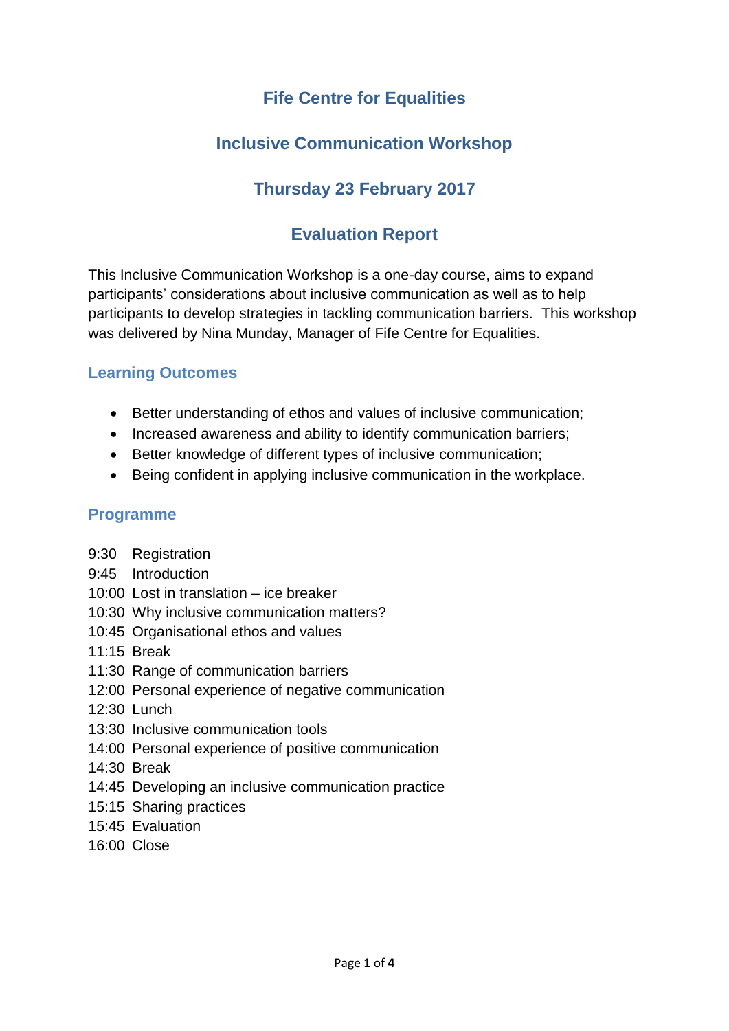# Fife Centre for Equalities

## Inclusive Communication Workshop

## Thursday 23 February 2017

## Evaluation Report

This Inclusive Communication Workshop is a one-day course, aims to expand participants' considerations about inclusive communication as well as to help participants to develop strategies in tackling communication barriers. This workshop was delivered by Nina Munday, Manager of Fife Centre for Equalities.

### Learning Outcomes

- Better understanding of ethos and values of inclusive communication;
- Increased awareness and ability to identify communication barriers;
- Better knowledge of different types of inclusive communication;
- Being confident in applying inclusive communication in the workplace.

### Programme

9:30 Registration
9:45 Introduction
10:00 Lost in translation – ice breaker
10:30 Why inclusive communication matters?
10:45 Organisational ethos and values
11:15 Break
11:30 Range of communication barriers
12:00 Personal experience of negative communication
12:30 Lunch
13:30 Inclusive communication tools
14:00 Personal experience of positive communication
14:30 Break
14:45 Developing an inclusive communication practice
15:15 Sharing practices
15:45 Evaluation
16:00 Close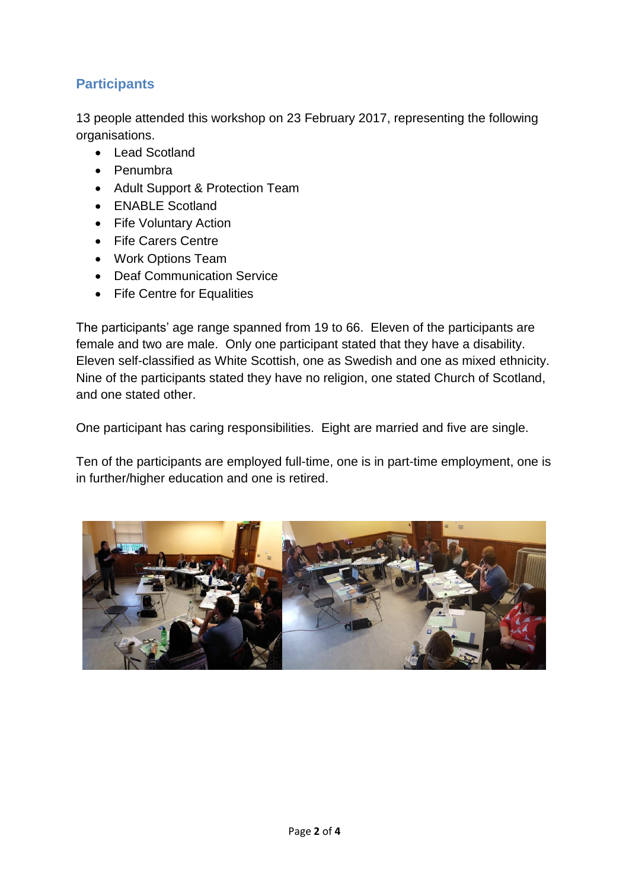## Participants

13 people attended this workshop on 23 February 2017, representing the following organisations.

- Lead Scotland
- Penumbra
- Adult Support & Protection Team
- ENABLE Scotland
- Fife Voluntary Action
- Fife Carers Centre
- Work Options Team
- Deaf Communication Service
- Fife Centre for Equalities

The participants' age range spanned from 19 to 66. Eleven of the participants are female and two are male. Only one participant stated that they have a disability. Eleven self-classified as White Scottish, one as Swedish and one as mixed ethnicity. Nine of the participants stated they have no religion, one stated Church of Scotland, and one stated other.

One participant has caring responsibilities. Eight are married and five are single.

Ten of the participants are employed full-time, one is in part-time employment, one is in further/higher education and one is retired.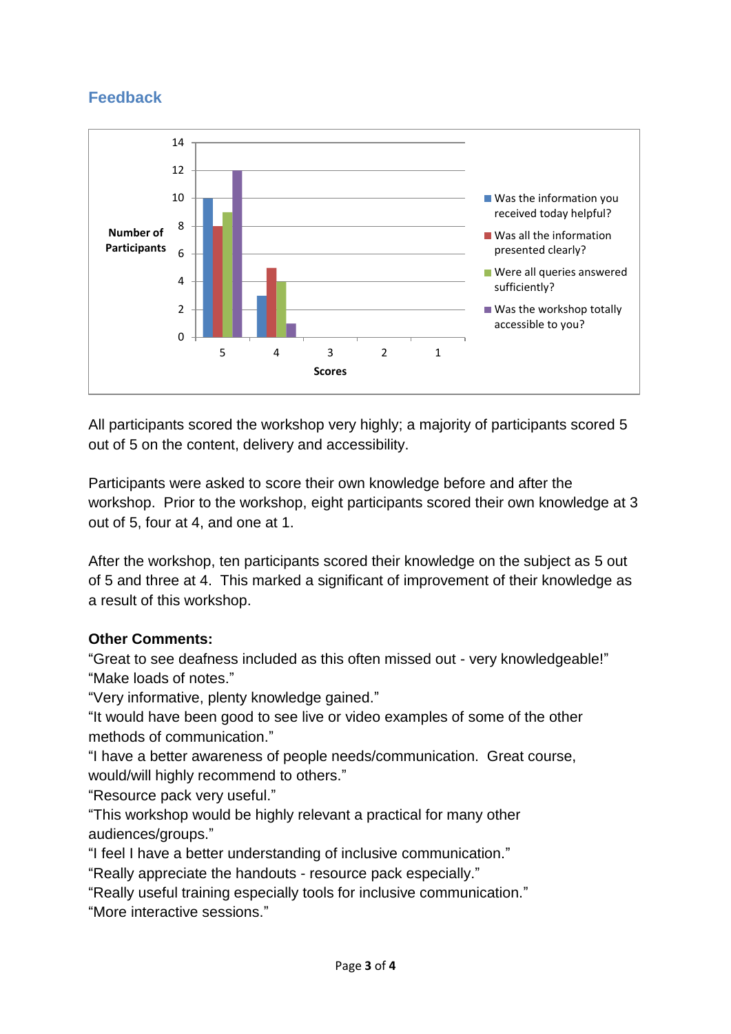## Feedback

| Scores | Was the information you received today helpful? | Was all the information presented clearly? | Were all queries answered sufficiently? | Was the workshop totally accessible to you? |
|---|---|---|---|---|
| 5 | 10 | 8 | 9 | 12 |
| 4 | 3 | 5 | 4 | 1 |
| 3 | 0 | 0 | 0 | 0 |
| 2 | 0 | 0 | 0 | 0 |
| 1 | 0 | 0 | 0 | 0 |

All participants scored the workshop very highly; a majority of participants scored 5 out of 5 on the content, delivery and accessibility.

Participants were asked to score their own knowledge before and after the workshop. Prior to the workshop, eight participants scored their own knowledge at 3 out of 5, four at 4, and one at 1.

After the workshop, ten participants scored their knowledge on the subject as 5 out of 5 and three at 4. This marked a significant of improvement of their knowledge as a result of this workshop.

**Other Comments:**

"Great to see deafness included as this often missed out - very knowledgeable!"
"Make loads of notes."
"Very informative, plenty knowledge gained."
"It would have been good to see live or video examples of some of the other methods of communication."
"I have a better awareness of people needs/communication. Great course, would/will highly recommend to others."
"Resource pack very useful."
"This workshop would be highly relevant a practical for many other audiences/groups."
"I feel I have a better understanding of inclusive communication."
"Really appreciate the handouts - resource pack especially."
"Really useful training especially tools for inclusive communication."
"More interactive sessions."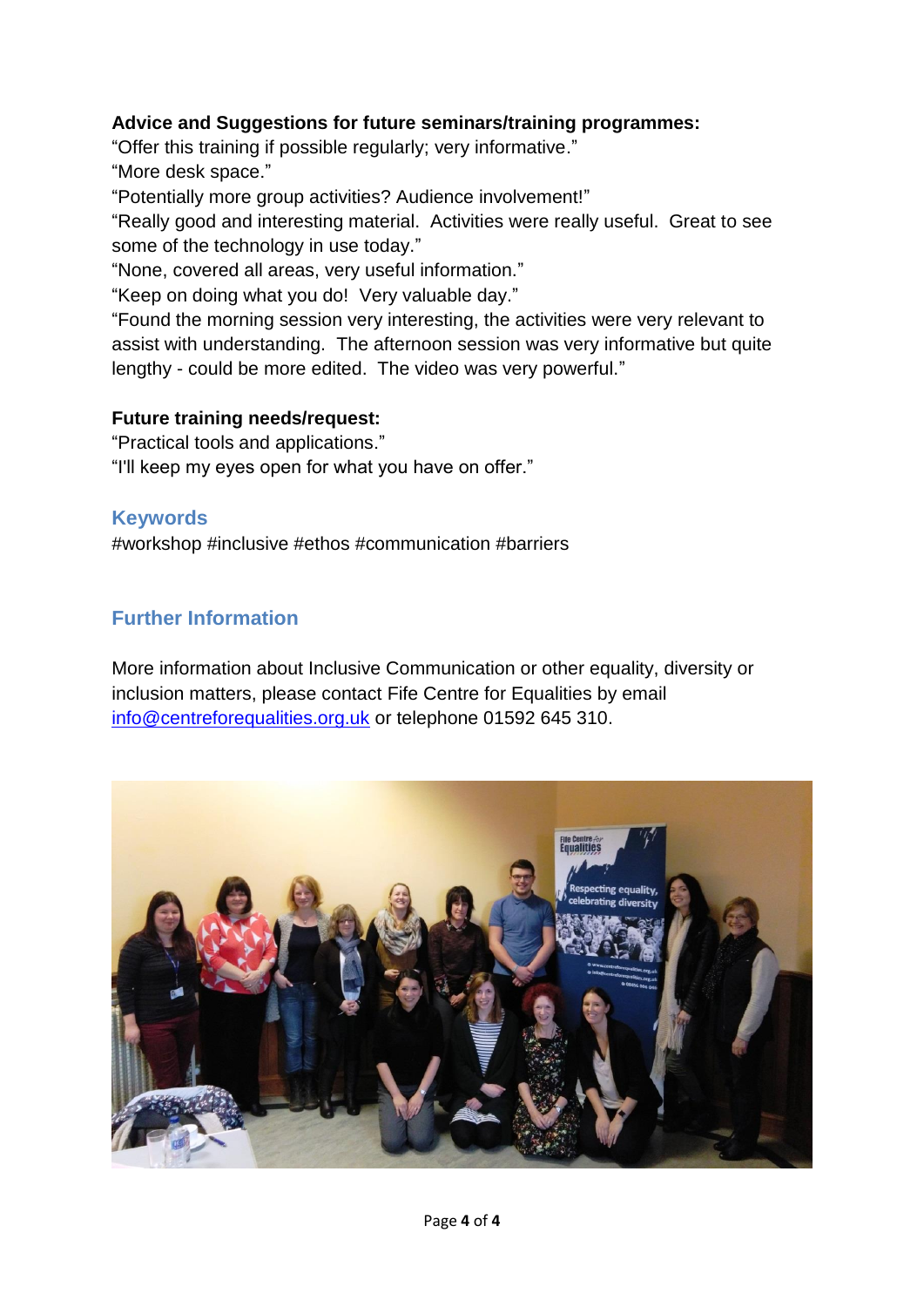**Advice and Suggestions for future seminars/training programmes:**

"Offer this training if possible regularly; very informative."

"More desk space."

"Potentially more group activities? Audience involvement!"

"Really good and interesting material. Activities were really useful. Great to see some of the technology in use today."

"None, covered all areas, very useful information."

"Keep on doing what you do! Very valuable day."

"Found the morning session very interesting, the activities were very relevant to assist with understanding. The afternoon session was very informative but quite lengthy - could be more edited. The video was very powerful."

**Future training needs/request:**

"Practical tools and applications."

"I'll keep my eyes open for what you have on offer."

## Keywords

#workshop #inclusive #ethos #communication #barriers

## Further Information

More information about Inclusive Communication or other equality, diversity or inclusion matters, please contact Fife Centre for Equalities by email info@centreforequalities.org.uk or telephone 01592 645 310.